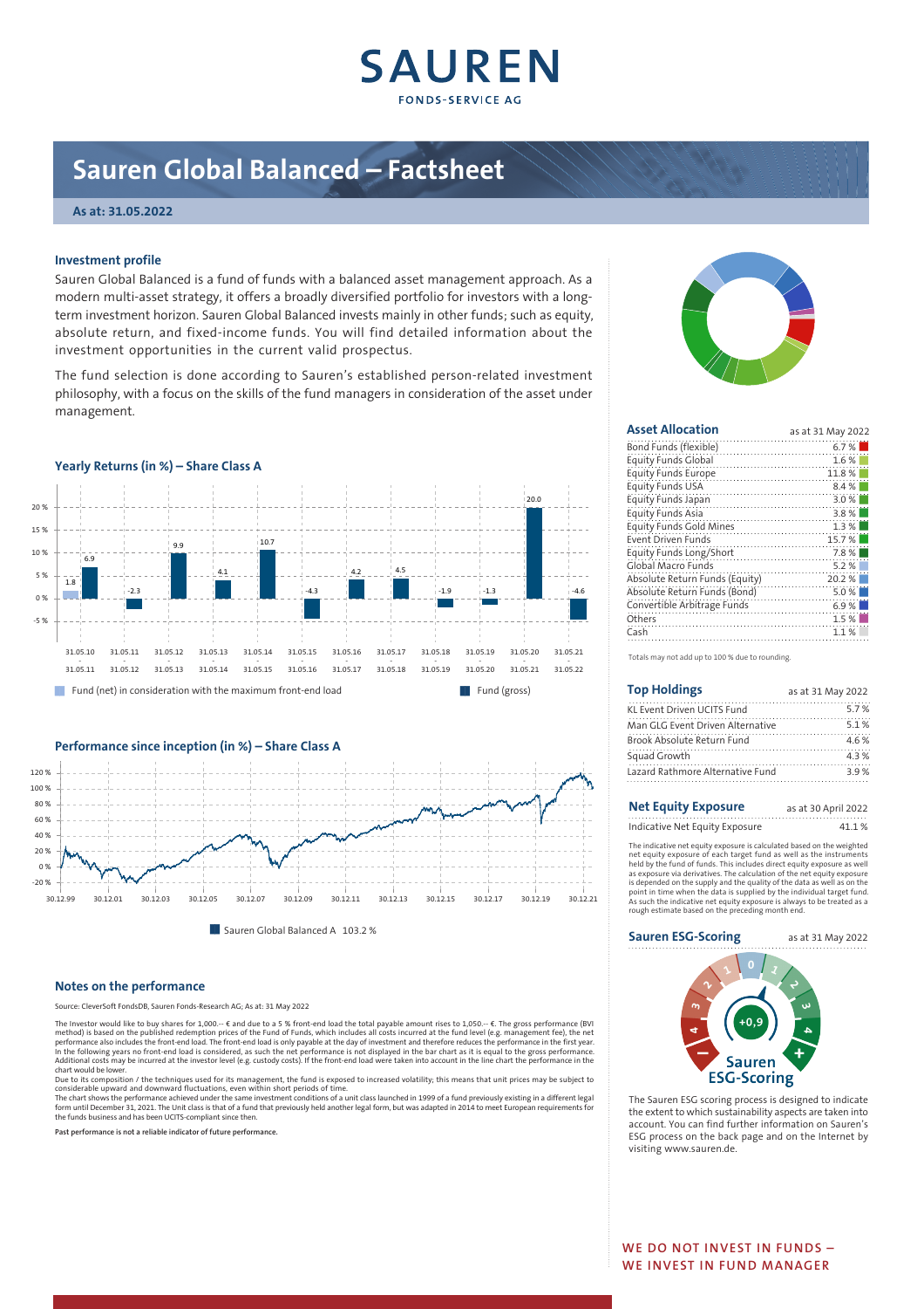# SAUREN

FONDS-SERVICE AG

# Sauren Global Balanced – Factsheet

**As at: 31.05.2022**

## Investment profile

Sauren Global Balanced is a fund of funds with a balanced asset management approach. As a modern multi-asset strategy, it offers a broadly diversified portfolio for investors with a long-term investment horizon. Sauren Global Balanced invests mainly in other funds; such as equity, absolute return, and fixed-income funds. You will find detailed information about the investment opportunities in the current valid prospectus.

The fund selection is done according to Sauren's established person-related investment philosophy, with a focus on the skills of the fund managers in consideration of the asset under management.

## Yearly Returns (in %) – Share Class A

20 %
15 %
10 %
5 %
0 %
-5 %

1.8
6.9
-2.3
9.9
4.1
10.7
-4.3
4.2
4.5
-1.9
-1.3
20.0
-4.6

31.05.10 – 31.05.11
31.05.11 – 31.05.12
31.05.12 – 31.05.13
31.05.13 – 31.05.14
31.05.14 – 31.05.15
31.05.15 – 31.05.16
31.05.16 – 31.05.17
31.05.17 – 31.05.18
31.05.18 – 31.05.19
31.05.19 – 31.05.20
31.05.20 – 31.05.21
31.05.21 – 31.05.22

Fund (net) in consideration with the maximum front-end load
Fund (gross)

## Performance since inception (in %) – Share Class A

120 %
100 %
80 %
60 %
40 %
20 %
0 %
-20 %

30.12.99
30.12.01
30.12.03
30.12.05
30.12.07
30.12.09
30.12.11
30.12.13
30.12.15
30.12.17
30.12.19
30.12.21

Sauren Global Balanced A 103.2 %

## Notes on the performance

Source: CleverSoft FondsDB, Sauren Fonds-Research AG; As at: 31 May 2022

The Investor would like to buy shares for 1,000.-- € and due to a 5 % front-end load the total payable amount rises to 1,050.-- €. The gross performance (BVI method) is based on the published redemption prices of the Fund of Funds, which includes all costs incurred at the fund level (e.g. management fee), the net performance also includes the front-end load. The front-end load is only payable at the day of investment and therefore reduces the performance in the first year. In the following years no front-end load is considered, as such the net performance is not displayed in the bar chart as it is equal to the gross performance. Additional costs may be incurred at the investor level (e.g. custody costs). If the front-end load were taken into account in the line chart the performance in the chart would be lower.

Due to its composition / the techniques used for its management, the fund is exposed to increased volatility; this means that unit prices may be subject to considerable upward and downward fluctuations, even within short periods of time.

The chart shows the performance achieved under the same investment conditions of a unit class launched in 1999 of a fund previously existing in a different legal form until December 31, 2021. The Unit class is that of a fund that previously held another legal form, but was adapted in 2014 to meet European requirements for the funds business and has been UCITS-compliant since then.

**Past performance is not a reliable indicator of future performance.**

## Asset Allocation

as at 31 May 2022

| | |
|---|---|
| Bond Funds (flexible) | 6.7 % |
| Equity Funds Global | 1.6 % |
| Equity Funds Europe | 11.8 % |
| Equity Funds USA | 8.4 % |
| Equity Funds Japan | 3.0 % |
| Equity Funds Asia | 3.8 % |
| Equity Funds Gold Mines | 1.3 % |
| Event Driven Funds | 15.7 % |
| Equity Funds Long/Short | 7.8 % |
| Global Macro Funds | 5.2 % |
| Absolute Return Funds (Equity) | 20.2 % |
| Absolute Return Funds (Bond) | 5.0 % |
| Convertible Arbitrage Funds | 6.9 % |
| Others | 1.5 % |
| Cash | 1.1 % |

Totals may not add up to 100 % due to rounding.

## Top Holdings

as at 31 May 2022

| | |
|---|---|
| KL Event Driven UCITS Fund | 5.7 % |
| Man GLG Event Driven Alternative | 5.1 % |
| Brook Absolute Return Fund | 4.6 % |
| Squad Growth | 4.3 % |
| Lazard Rathmore Alternative Fund | 3.9 % |

## Net Equity Exposure

as at 30 April 2022

| | |
|---|---|
| Indicative Net Equity Exposure | 41.1 % |

The indicative net equity exposure is calculated based on the weighted net equity exposure of each target fund as well as the instruments held by the fund of funds. This includes direct equity exposure as well as exposure via derivatives. The calculation of the net equity exposure is depended on the supply and the quality of the data as well as on the point in time when the data is supplied by the individual target fund. As such the indicative net equity exposure is always to be treated as a rough estimate based on the preceding month end.

## Sauren ESG-Scoring

as at 31 May 2022

– 4 3 2 1 0 1 2 3 4 +

+0,9

Sauren ESG-Scoring

The Sauren ESG scoring process is designed to indicate the extent to which sustainability aspects are taken into account. You can find further information on Sauren's ESG process on the back page and on the Internet by visiting www.sauren.de.

**WE DO NOT INVEST IN FUNDS – WE INVEST IN FUND MANAGER**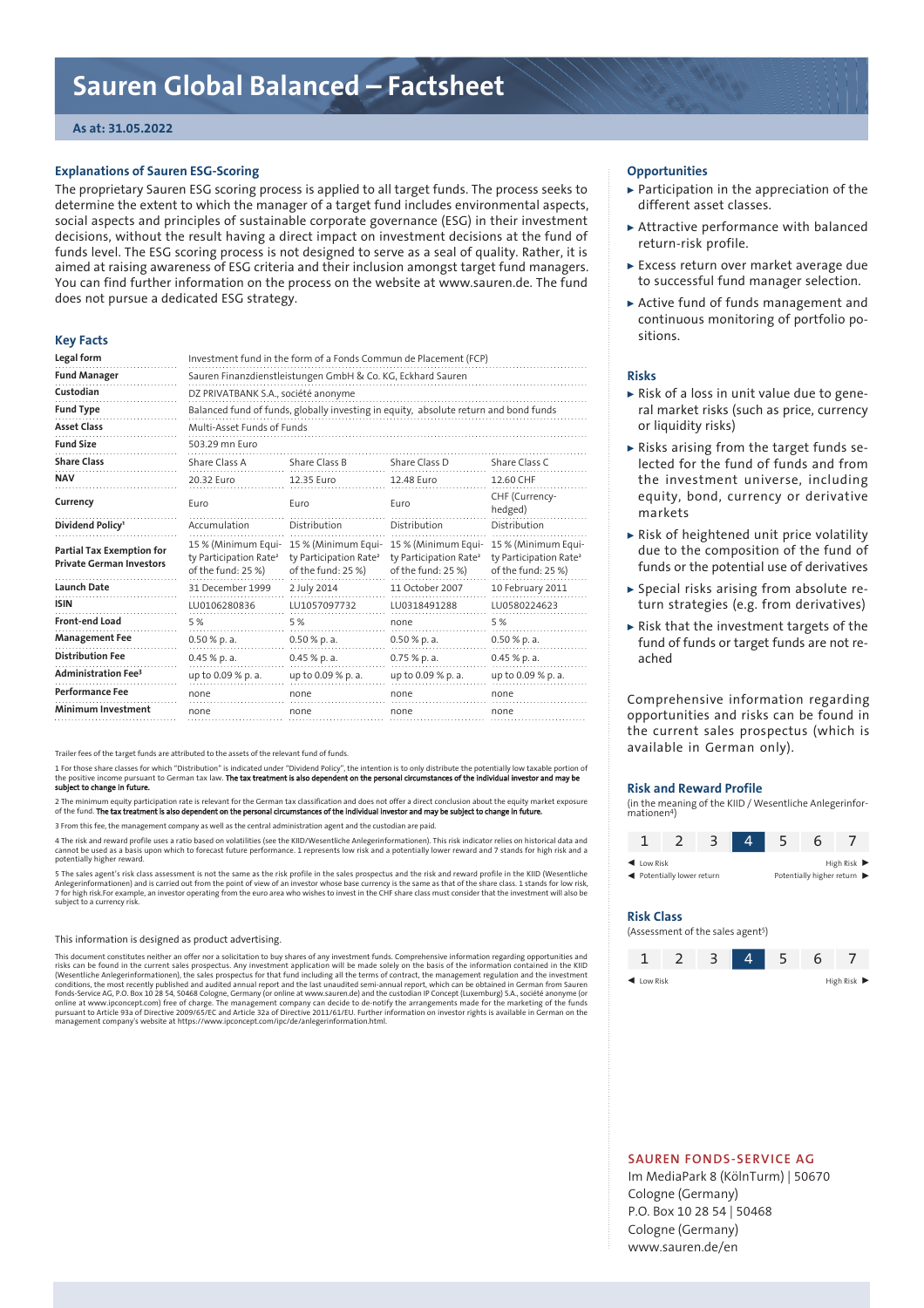# Sauren Global Balanced – Factsheet

**As at: 31.05.2022**

## Explanations of Sauren ESG-Scoring

The proprietary Sauren ESG scoring process is applied to all target funds. The process seeks to determine the extent to which the manager of a target fund includes environmental aspects, social aspects and principles of sustainable corporate governance (ESG) in their investment decisions, without the result having a direct impact on investment decisions at the fund of funds level. The ESG scoring process is not designed to serve as a seal of quality. Rather, it is aimed at raising awareness of ESG criteria and their inclusion amongst target fund managers. You can find further information on the process on the website at www.sauren.de. The fund does not pursue a dedicated ESG strategy.

## Key Facts

| | | | | |
|---|---|---|---|---|
| **Legal form** | Investment fund in the form of a Fonds Commun de Placement (FCP) | | | |
| **Fund Manager** | Sauren Finanzdienstleistungen GmbH & Co. KG, Eckhard Sauren | | | |
| **Custodian** | DZ PRIVATBANK S.A., société anonyme | | | |
| **Fund Type** | Balanced fund of funds, globally investing in equity, absolute return and bond funds | | | |
| **Asset Class** | Multi-Asset Funds of Funds | | | |
| **Fund Size** | 503.29 mn Euro | | | |
| **Share Class** | Share Class A | Share Class B | Share Class D | Share Class C |
| **NAV** | 20.32 Euro | 12.35 Euro | 12.48 Euro | 12.60 CHF |
| **Currency** | Euro | Euro | Euro | CHF (Currency-hedged) |
| **Dividend Policy**[1] | Accumulation | Distribution | Distribution | Distribution |
| **Partial Tax Exemption for Private German Investors** | 15 % (Minimum Equity Participation Rate[2] of the fund: 25 %) | 15 % (Minimum Equity Participation Rate[2] of the fund: 25 %) | 15 % (Minimum Equity Participation Rate[2] of the fund: 25 %) | 15 % (Minimum Equity Participation Rate[2] of the fund: 25 %) |
| **Launch Date** | 31 December 1999 | 2 July 2014 | 11 October 2007 | 10 February 2011 |
| **ISIN** | LU0106280836 | LU1057097732 | LU0318491288 | LU0580224623 |
| **Front-end Load** | 5 % | 5 % | none | 5 % |
| **Management Fee** | 0.50 % p. a. | 0.50 % p. a. | 0.50 % p. a. | 0.50 % p. a. |
| **Distribution Fee** | 0.45 % p. a. | 0.45 % p. a. | 0.75 % p. a. | 0.45 % p. a. |
| **Administration Fee**[3] | up to 0.09 % p. a. | up to 0.09 % p. a. | up to 0.09 % p. a. | up to 0.09 % p. a. |
| **Performance Fee** | none | none | none | none |
| **Minimum Investment** | none | none | none | none |

Trailer fees of the target funds are attributed to the assets of the relevant fund of funds.

1 For those share classes for which "Distribution" is indicated under "Dividend Policy", the intention is to only distribute the potentially low taxable portion of the positive income pursuant to German tax law. **The tax treatment is also dependent on the personal circumstances of the individual investor and may be subject to change in future.**

2 The minimum equity participation rate is relevant for the German tax classification and does not offer a direct conclusion about the equity market exposure of the fund. **The tax treatment is also dependent on the personal circumstances of the individual investor and may be subject to change in future.**

3 From this fee, the management company as well as the central administration agent and the custodian are paid.

4 The risk and reward profile uses a ratio based on volatilities (see the KIID/Wesentliche Anlegerinformationen). This risk indicator relies on historical data and cannot be used as a basis upon which to forecast future performance. 1 represents low risk and a potentially lower reward and 7 stands for high risk and a potentially higher reward.

5 The sales agent's risk class assessment is not the same as the risk profile in the sales prospectus and the risk and reward profile in the KIID (Wesentliche Anlegerinformationen) and is carried out from the point of view of an investor whose base currency is the same as that of the share class. 1 stands for low risk, 7 for high risk.For example, an investor operating from the euro area who wishes to invest in the CHF share class must consider that the investment will also be subject to a currency risk.

This information is designed as product advertising.

This document constitutes neither an offer nor a solicitation to buy shares of any investment funds. Comprehensive information regarding opportunities and risks can be found in the current sales prospectus. Any investment application will be made solely on the basis of the information contained in the KIID (Wesentliche Anlegerinformationen), the sales prospectus for that fund including all the terms of contract, the management regulation and the investment conditions, the most recently published and audited annual report and the last unaudited semi-annual report, which can be obtained in German from Sauren Fonds-Service AG, P.O. Box 10 28 54, 50468 Cologne, Germany (or online at www.sauren.de) and the custodian IP Concept (Luxemburg) S.A., société anonyme (or online at www.ipconcept.com) free of charge. The management company can decide to de-notify the arrangements made for the marketing of the funds pursuant to Article 93a of Directive 2009/65/EC and Article 32a of Directive 2011/61/EU. Further information on investor rights is available in German on the management company's website at https://www.ipconcept.com/ipc/de/anlegerinformation.html.

## Opportunities

- Participation in the appreciation of the different asset classes.
- Attractive performance with balanced return-risk profile.
- Excess return over market average due to successful fund manager selection.
- Active fund of funds management and continuous monitoring of portfolio positions.

## Risks

- Risk of a loss in unit value due to general market risks (such as price, currency or liquidity risks)
- Risks arising from the target funds selected for the fund of funds and from the investment universe, including equity, bond, currency or derivative markets
- Risk of heightened unit price volatility due to the composition of the fund of funds or the potential use of derivatives
- Special risks arising from absolute return strategies (e.g. from derivatives)
- Risk that the investment targets of the fund of funds or target funds are not reached

Comprehensive information regarding opportunities and risks can be found in the current sales prospectus (which is available in German only).

## Risk and Reward Profile

(in the meaning of the KIID / Wesentliche Anlegerinformationen[4])

| 1 | 2 | 3 | **4** | 5 | 6 | 7 |
|---|---|---|---|---|---|---|

◄ Low Risk — High Risk ►

◄ Potentially lower return — Potentially higher return ►

## Risk Class

(Assessment of the sales agent[5])

| 1 | 2 | 3 | **4** | 5 | 6 | 7 |
|---|---|---|---|---|---|---|

◄ Low Risk — High Risk ►

**SAUREN FONDS-SERVICE AG**

Im MediaPark 8 (KölnTurm) | 50670 Cologne (Germany)
P.O. Box 10 28 54 | 50468 Cologne (Germany)
www.sauren.de/en